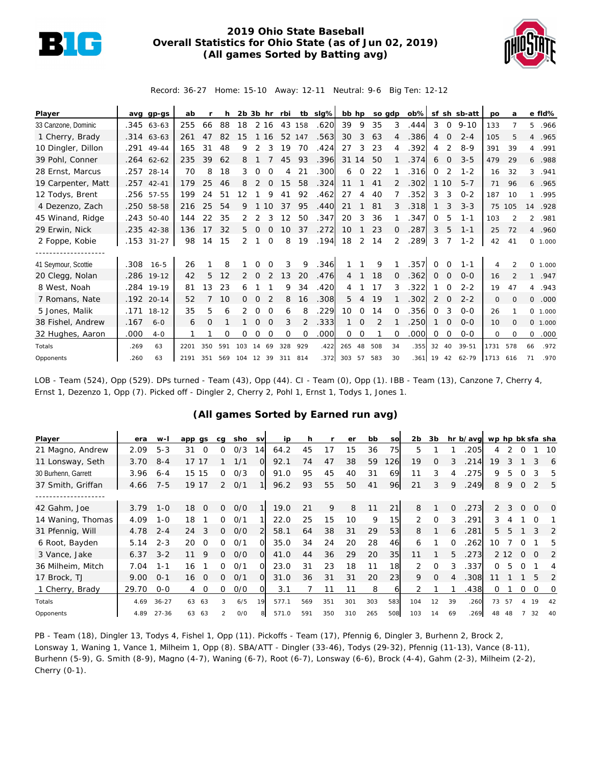# 2019 Ohio State Baseball
## Overall Statistics for Ohio State (as of Jun 02, 2019)
### (All games Sorted by Batting avg)

Record: 36-27 Home: 15-10 Away: 12-11 Neutral: 9-6 Big Ten: 12-12

| Player | avg | gp-gs | ab | r | h | 2b | 3b | hr | rbi | tb | slg% | bb | hp | so | gdp | ob% | sf | sh | sb-att | po | a | e | fld% |
|---|---|---|---|---|---|---|---|---|---|---|---|---|---|---|---|---|---|---|---|---|---|---|---|
| 33 Canzone, Dominic | .345 | 63-63 | 255 | 66 | 88 | 18 | 2 | 16 | 43 | 158 | .620 | 39 | 9 | 35 | 3 | .444 | 3 | 0 | 9-10 | 133 | 7 | 5 | .966 |
| 1 Cherry, Brady | .314 | 63-63 | 261 | 47 | 82 | 15 | 1 | 16 | 52 | 147 | .563 | 30 | 3 | 63 | 4 | .386 | 4 | 0 | 2-4 | 105 | 5 | 4 | .965 |
| 10 Dingler, Dillon | .291 | 49-44 | 165 | 31 | 48 | 9 | 2 | 3 | 19 | 70 | .424 | 27 | 3 | 23 | 4 | .392 | 4 | 2 | 8-9 | 391 | 39 | 4 | .991 |
| 39 Pohl, Conner | .264 | 62-62 | 235 | 39 | 62 | 8 | 1 | 7 | 45 | 93 | .396 | 31 | 14 | 50 | 1 | .374 | 6 | 0 | 3-5 | 479 | 29 | 6 | .988 |
| 28 Ernst, Marcus | .257 | 28-14 | 70 | 8 | 18 | 3 | 0 | 0 | 4 | 21 | .300 | 6 | 0 | 22 | 1 | .316 | 0 | 2 | 1-2 | 16 | 32 | 3 | .941 |
| 19 Carpenter, Matt | .257 | 42-41 | 179 | 25 | 46 | 8 | 2 | 0 | 15 | 58 | .324 | 11 | 1 | 41 | 2 | .302 | 1 | 10 | 5-7 | 71 | 96 | 6 | .965 |
| 12 Todys, Brent | .256 | 57-55 | 199 | 24 | 51 | 12 | 1 | 9 | 41 | 92 | .462 | 27 | 4 | 40 | 7 | .352 | 3 | 3 | 0-2 | 187 | 10 | 1 | .995 |
| 4 Dezenzo, Zach | .250 | 58-58 | 216 | 25 | 54 | 9 | 1 | 10 | 37 | 95 | .440 | 21 | 1 | 81 | 3 | .318 | 1 | 3 | 3-3 | 75 | 105 | 14 | .928 |
| 45 Winand, Ridge | .243 | 50-40 | 144 | 22 | 35 | 2 | 2 | 3 | 12 | 50 | .347 | 20 | 3 | 36 | 1 | .347 | 0 | 5 | 1-1 | 103 | 2 | 2 | .981 |
| 29 Erwin, Nick | .235 | 42-38 | 136 | 17 | 32 | 5 | 0 | 0 | 10 | 37 | .272 | 10 | 1 | 23 | 0 | .287 | 3 | 5 | 1-1 | 25 | 72 | 4 | .960 |
| 2 Foppe, Kobie | .153 | 31-27 | 98 | 14 | 15 | 2 | 1 | 0 | 8 | 19 | .194 | 18 | 2 | 14 | 2 | .289 | 3 | 7 | 1-2 | 42 | 41 | 0 | 1.000 |
| -------------------- | | | | | | | | | | | | | | | | | | | | | | | |
| 41 Seymour, Scottie | .308 | 16-5 | 26 | 1 | 8 | 1 | 0 | 0 | 3 | 9 | .346 | 1 | 1 | 9 | 1 | .357 | 0 | 0 | 1-1 | 4 | 2 | 0 | 1.000 |
| 20 Clegg, Nolan | .286 | 19-12 | 42 | 5 | 12 | 2 | 0 | 2 | 13 | 20 | .476 | 4 | 1 | 18 | 0 | .362 | 0 | 0 | 0-0 | 16 | 2 | 1 | .947 |
| 8 West, Noah | .284 | 19-19 | 81 | 13 | 23 | 6 | 1 | 1 | 9 | 34 | .420 | 4 | 1 | 17 | 3 | .322 | 1 | 0 | 2-2 | 19 | 47 | 4 | .943 |
| 7 Romans, Nate | .192 | 20-14 | 52 | 7 | 10 | 0 | 0 | 2 | 8 | 16 | .308 | 5 | 4 | 19 | 1 | .302 | 2 | 0 | 2-2 | 0 | 0 | 0 | .000 |
| 5 Jones, Malik | .171 | 18-12 | 35 | 5 | 6 | 2 | 0 | 0 | 6 | 8 | .229 | 10 | 0 | 14 | 0 | .356 | 0 | 3 | 0-0 | 26 | 1 | 0 | 1.000 |
| 38 Fishel, Andrew | .167 | 6-0 | 6 | 0 | 1 | 1 | 0 | 0 | 3 | 2 | .333 | 1 | 0 | 2 | 1 | .250 | 1 | 0 | 0-0 | 10 | 0 | 0 | 1.000 |
| 32 Hughes, Aaron | .000 | 4-0 | 1 | 1 | 0 | 0 | 0 | 0 | 0 | 0 | .000 | 0 | 0 | 1 | 0 | .000 | 0 | 0 | 0-0 | 0 | 0 | 0 | .000 |
| Totals | .269 | 63 | 2201 | 350 | 591 | 103 | 14 | 69 | 328 | 929 | .422 | 265 | 48 | 508 | 34 | .355 | 32 | 40 | 39-51 | 1731 | 578 | 66 | .972 |
| Opponents | .260 | 63 | 2191 | 351 | 569 | 104 | 12 | 39 | 311 | 814 | .372 | 303 | 57 | 583 | 30 | .361 | 19 | 42 | 62-79 | 1713 | 616 | 71 | .970 |

LOB - Team (524), Opp (529). DPs turned - Team (43), Opp (44). CI - Team (0), Opp (1). IBB - Team (13), Canzone 7, Cherry 4, Ernst 1, Dezenzo 1, Opp (7). Picked off - Dingler 2, Cherry 2, Pohl 1, Ernst 1, Todys 1, Jones 1.

### (All games Sorted by Earned run avg)

| Player | era | w-l | app | gs | cg | sho | sv | ip | h | r | er | bb | so | 2b | 3b | hr | b/avg | wp | hp | bk | sfa | sha |
|---|---|---|---|---|---|---|---|---|---|---|---|---|---|---|---|---|---|---|---|---|---|---|
| 21 Magno, Andrew | 2.09 | 5-3 | 31 | 0 | 0 | 0/3 | 14 | 64.2 | 45 | 17 | 15 | 36 | 75 | 5 | 1 | 1 | .205 | 4 | 2 | 0 | 1 | 10 |
| 11 Lonsway, Seth | 3.70 | 8-4 | 17 | 17 | 1 | 1/1 | 0 | 92.1 | 74 | 47 | 38 | 59 | 126 | 19 | 0 | 3 | .214 | 19 | 3 | 1 | 3 | 6 |
| 30 Burhenn, Garrett | 3.96 | 6-4 | 15 | 15 | 0 | 0/3 | 0 | 91.0 | 95 | 45 | 40 | 31 | 69 | 11 | 3 | 4 | .275 | 9 | 5 | 0 | 3 | 5 |
| 37 Smith, Griffan | 4.66 | 7-5 | 19 | 17 | 2 | 0/1 | 1 | 96.2 | 93 | 55 | 50 | 41 | 96 | 21 | 3 | 9 | .249 | 8 | 9 | 0 | 2 | 5 |
| -------------------- | | | | | | | | | | | | | | | | | | | | | | |
| 42 Gahm, Joe | 3.79 | 1-0 | 18 | 0 | 0 | 0/0 | 1 | 19.0 | 21 | 9 | 8 | 11 | 21 | 8 | 1 | 0 | .273 | 2 | 3 | 0 | 0 | 0 |
| 14 Waning, Thomas | 4.09 | 1-0 | 18 | 1 | 0 | 0/1 | 1 | 22.0 | 25 | 15 | 10 | 9 | 15 | 2 | 0 | 3 | .291 | 3 | 4 | 1 | 0 | 1 |
| 31 Pfennig, Will | 4.78 | 2-4 | 24 | 3 | 0 | 0/0 | 2 | 58.1 | 64 | 38 | 31 | 29 | 53 | 8 | 1 | 6 | .281 | 5 | 5 | 1 | 3 | 2 |
| 6 Root, Bayden | 5.14 | 2-3 | 20 | 0 | 0 | 0/1 | 0 | 35.0 | 34 | 24 | 20 | 28 | 46 | 6 | 1 | 0 | .262 | 10 | 7 | 0 | 1 | 5 |
| 3 Vance, Jake | 6.37 | 3-2 | 11 | 9 | 0 | 0/0 | 0 | 41.0 | 44 | 36 | 29 | 20 | 35 | 11 | 1 | 5 | .273 | 2 | 12 | 0 | 0 | 2 |
| 36 Milheim, Mitch | 7.04 | 1-1 | 16 | 1 | 0 | 0/1 | 0 | 23.0 | 31 | 23 | 18 | 11 | 18 | 2 | 0 | 3 | .337 | 0 | 5 | 0 | 1 | 4 |
| 17 Brock, TJ | 9.00 | 0-1 | 16 | 0 | 0 | 0/1 | 0 | 31.0 | 36 | 31 | 31 | 20 | 23 | 9 | 0 | 4 | .308 | 11 | 1 | 1 | 5 | 2 |
| 1 Cherry, Brady | 29.70 | 0-0 | 4 | 0 | 0 | 0/0 | 0 | 3.1 | 7 | 11 | 11 | 8 | 6 | 2 | 1 | 1 | .438 | 0 | 1 | 0 | 0 | 0 |
| Totals | 4.69 | 36-27 | 63 | 63 | 3 | 6/5 | 19 | 577.1 | 569 | 351 | 301 | 303 | 583 | 104 | 12 | 39 | .260 | 73 | 57 | 4 | 19 | 42 |
| Opponents | 4.89 | 27-36 | 63 | 63 | 2 | 0/0 | 8 | 571.0 | 591 | 350 | 310 | 265 | 508 | 103 | 14 | 69 | .269 | 48 | 48 | 7 | 32 | 40 |

PB - Team (18), Dingler 13, Todys 4, Fishel 1, Opp (11). Pickoffs - Team (17), Pfennig 6, Dingler 3, Burhenn 2, Brock 2, Lonsway 1, Waning 1, Vance 1, Milheim 1, Opp (8). SBA/ATT - Dingler (33-46), Todys (29-32), Pfennig (11-13), Vance (8-11), Burhenn (5-9), G. Smith (8-9), Magno (4-7), Waning (6-7), Root (6-7), Lonsway (6-6), Brock (4-4), Gahm (2-3), Milheim (2-2), Cherry (0-1).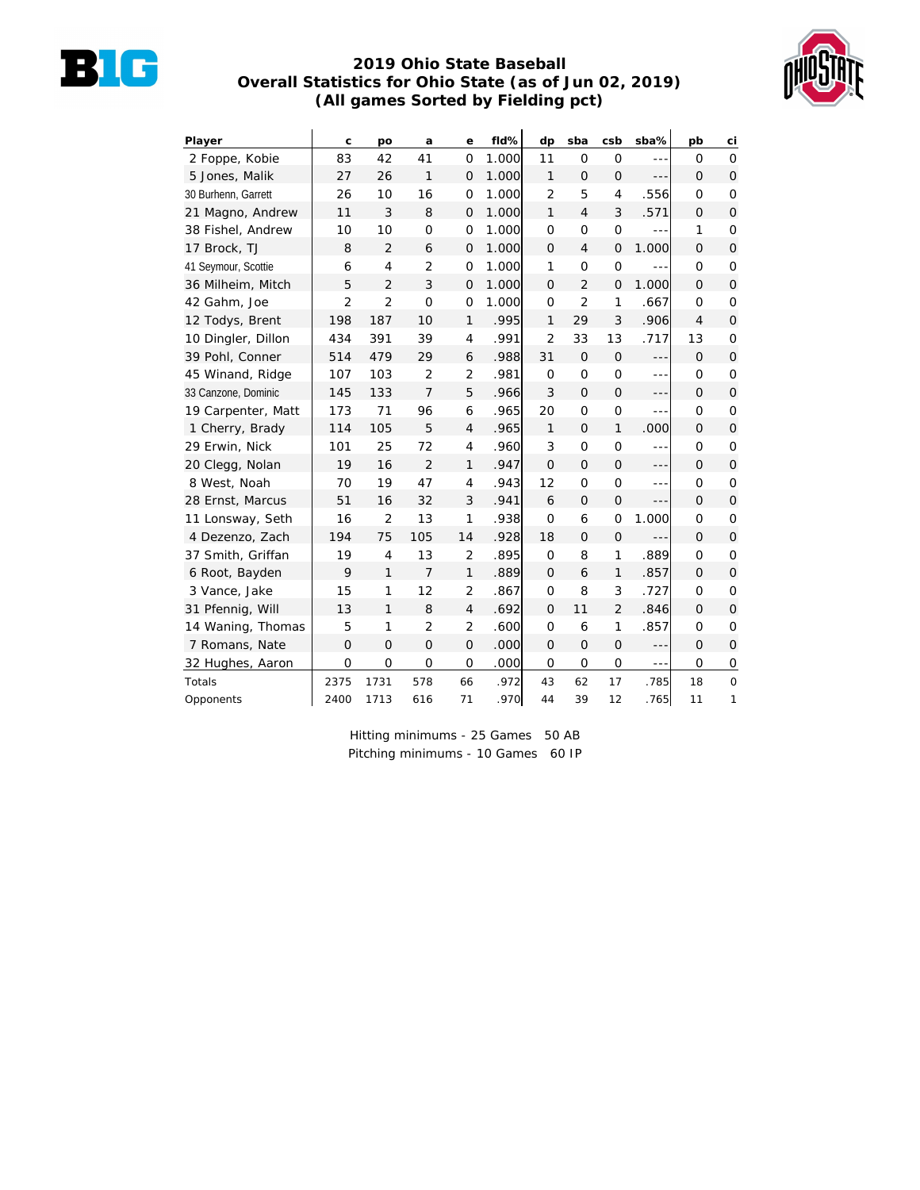# 2019 Ohio State Baseball
## Overall Statistics for Ohio State (as of Jun 02, 2019)
## (All games Sorted by Fielding pct)

| Player | c | po | a | e | fld% | dp | sba | csb | sba% | pb | ci |
|---|---|---|---|---|---|---|---|---|---|---|---|
| 2 Foppe, Kobie | 83 | 42 | 41 | 0 | 1.000 | 11 | 0 | 0 | --- | 0 | 0 |
| 5 Jones, Malik | 27 | 26 | 1 | 0 | 1.000 | 1 | 0 | 0 | --- | 0 | 0 |
| 30 Burhenn, Garrett | 26 | 10 | 16 | 0 | 1.000 | 2 | 5 | 4 | .556 | 0 | 0 |
| 21 Magno, Andrew | 11 | 3 | 8 | 0 | 1.000 | 1 | 4 | 3 | .571 | 0 | 0 |
| 38 Fishel, Andrew | 10 | 10 | 0 | 0 | 1.000 | 0 | 0 | 0 | --- | 1 | 0 |
| 17 Brock, TJ | 8 | 2 | 6 | 0 | 1.000 | 0 | 4 | 0 | 1.000 | 0 | 0 |
| 41 Seymour, Scottie | 6 | 4 | 2 | 0 | 1.000 | 1 | 0 | 0 | --- | 0 | 0 |
| 36 Milheim, Mitch | 5 | 2 | 3 | 0 | 1.000 | 0 | 2 | 0 | 1.000 | 0 | 0 |
| 42 Gahm, Joe | 2 | 2 | 0 | 0 | 1.000 | 0 | 2 | 1 | .667 | 0 | 0 |
| 12 Todys, Brent | 198 | 187 | 10 | 1 | .995 | 1 | 29 | 3 | .906 | 4 | 0 |
| 10 Dingler, Dillon | 434 | 391 | 39 | 4 | .991 | 2 | 33 | 13 | .717 | 13 | 0 |
| 39 Pohl, Conner | 514 | 479 | 29 | 6 | .988 | 31 | 0 | 0 | --- | 0 | 0 |
| 45 Winand, Ridge | 107 | 103 | 2 | 2 | .981 | 0 | 0 | 0 | --- | 0 | 0 |
| 33 Canzone, Dominic | 145 | 133 | 7 | 5 | .966 | 3 | 0 | 0 | --- | 0 | 0 |
| 19 Carpenter, Matt | 173 | 71 | 96 | 6 | .965 | 20 | 0 | 0 | --- | 0 | 0 |
| 1 Cherry, Brady | 114 | 105 | 5 | 4 | .965 | 1 | 0 | 1 | .000 | 0 | 0 |
| 29 Erwin, Nick | 101 | 25 | 72 | 4 | .960 | 3 | 0 | 0 | --- | 0 | 0 |
| 20 Clegg, Nolan | 19 | 16 | 2 | 1 | .947 | 0 | 0 | 0 | --- | 0 | 0 |
| 8 West, Noah | 70 | 19 | 47 | 4 | .943 | 12 | 0 | 0 | --- | 0 | 0 |
| 28 Ernst, Marcus | 51 | 16 | 32 | 3 | .941 | 6 | 0 | 0 | --- | 0 | 0 |
| 11 Lonsway, Seth | 16 | 2 | 13 | 1 | .938 | 0 | 6 | 0 | 1.000 | 0 | 0 |
| 4 Dezenzo, Zach | 194 | 75 | 105 | 14 | .928 | 18 | 0 | 0 | --- | 0 | 0 |
| 37 Smith, Griffan | 19 | 4 | 13 | 2 | .895 | 0 | 8 | 1 | .889 | 0 | 0 |
| 6 Root, Bayden | 9 | 1 | 7 | 1 | .889 | 0 | 6 | 1 | .857 | 0 | 0 |
| 3 Vance, Jake | 15 | 1 | 12 | 2 | .867 | 0 | 8 | 3 | .727 | 0 | 0 |
| 31 Pfennig, Will | 13 | 1 | 8 | 4 | .692 | 0 | 11 | 2 | .846 | 0 | 0 |
| 14 Waning, Thomas | 5 | 1 | 2 | 2 | .600 | 0 | 6 | 1 | .857 | 0 | 0 |
| 7 Romans, Nate | 0 | 0 | 0 | 0 | .000 | 0 | 0 | 0 | --- | 0 | 0 |
| 32 Hughes, Aaron | 0 | 0 | 0 | 0 | .000 | 0 | 0 | 0 | --- | 0 | 0 |
| Totals | 2375 | 1731 | 578 | 66 | .972 | 43 | 62 | 17 | .785 | 18 | 0 |
| Opponents | 2400 | 1713 | 616 | 71 | .970 | 44 | 39 | 12 | .765 | 11 | 1 |

Hitting minimums - 25 Games 50 AB
Pitching minimums - 10 Games 60 IP